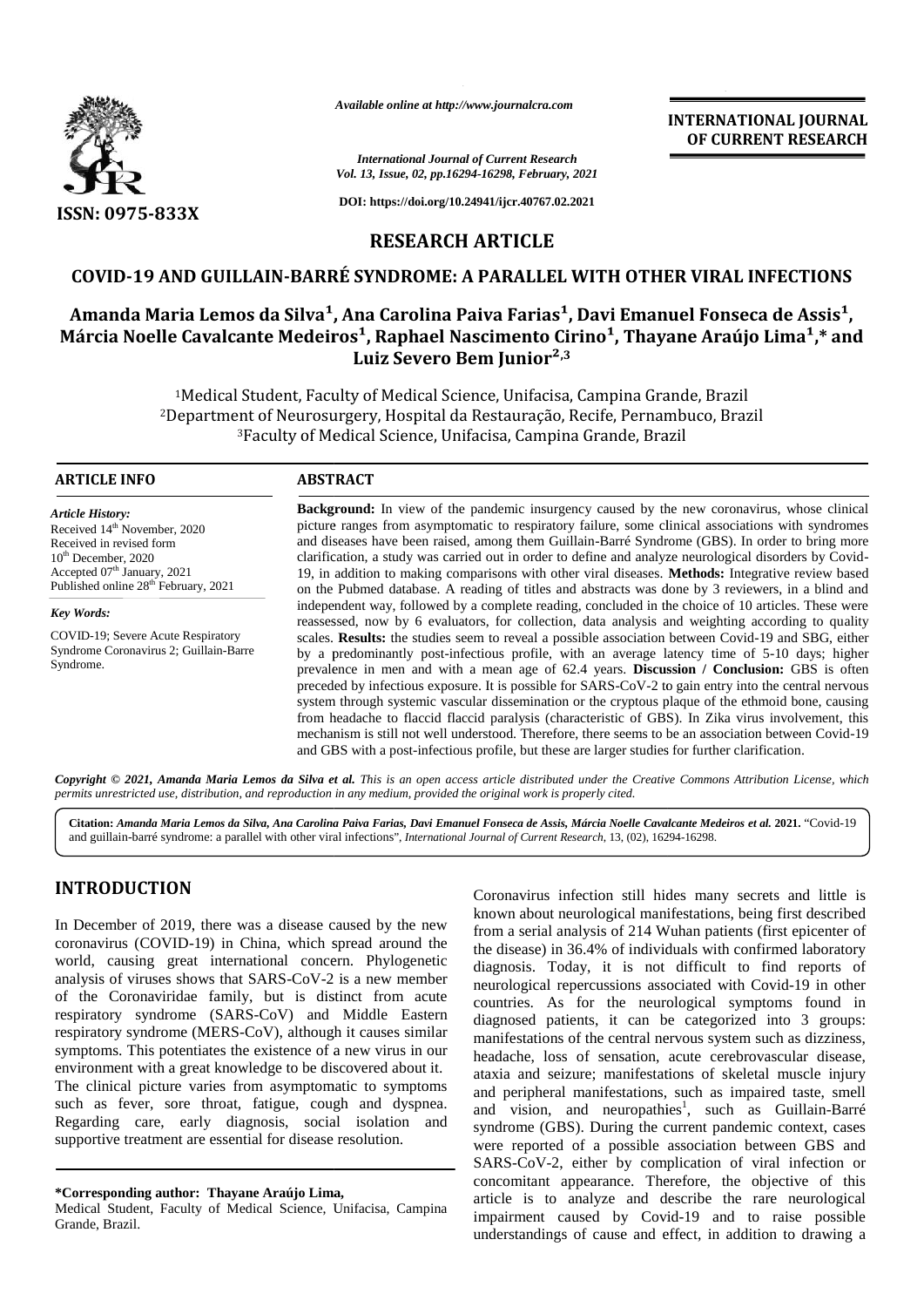*Available online at http://www.journalcra.com*

**INTERNATIONAL JOURNAL OF CURRENT RESEARCH**

*International Journal of Current Research*
*Vol. 13, Issue, 02, pp.16294-16298, February, 2021*

**DOI: https://doi.org/10.24941/ijcr.40767.02.2021**

**ISSN: 0975-833X**

# RESEARCH ARTICLE

# COVID-19 AND GUILLAIN-BARRÉ SYNDROME: A PARALLEL WITH OTHER VIRAL INFECTIONS

**Amanda Maria Lemos da Silva[1], Ana Carolina Paiva Farias[1], Davi Emanuel Fonseca de Assis[1], Márcia Noelle Cavalcante Medeiros[1], Raphael Nascimento Cirino[1], Thayane Araújo Lima[1],\* and Luiz Severo Bem Junior[2,3]**

[1]Medical Student, Faculty of Medical Science, Unifacisa, Campina Grande, Brazil
[2]Department of Neurosurgery, Hospital da Restauração, Recife, Pernambuco, Brazil
[3]Faculty of Medical Science, Unifacisa, Campina Grande, Brazil

## ARTICLE INFO

*Article History:*
Received 14th November, 2020
Received in revised form
10th December, 2020
Accepted 07th January, 2021
Published online 28th February, 2021

*Key Words:*
COVID-19; Severe Acute Respiratory Syndrome Coronavirus 2; Guillain-Barre Syndrome.

## ABSTRACT

**Background:** In view of the pandemic insurgency caused by the new coronavirus, whose clinical picture ranges from asymptomatic to respiratory failure, some clinical associations with syndromes and diseases have been raised, among them Guillain-Barré Syndrome (GBS). In order to bring more clarification, a study was carried out in order to define and analyze neurological disorders by Covid-19, in addition to making comparisons with other viral diseases. **Methods:** Integrative review based on the Pubmed database. A reading of titles and abstracts was done by 3 reviewers, in a blind and independent way, followed by a complete reading, concluded in the choice of 10 articles. These were reassessed, now by 6 evaluators, for collection, data analysis and weighting according to quality scales. **Results:** the studies seem to reveal a possible association between Covid-19 and SBG, either by a predominantly post-infectious profile, with an average latency time of 5-10 days; higher prevalence in men and with a mean age of 62.4 years. **Discussion / Conclusion:** GBS is often preceded by infectious exposure. It is possible for SARS-CoV-2 to gain entry into the central nervous system through systemic vascular dissemination or the cryptous plaque of the ethmoid bone, causing from headache to flaccid flaccid paralysis (characteristic of GBS). In Zika virus involvement, this mechanism is still not well understood. Therefore, there seems to be an association between Covid-19 and GBS with a post-infectious profile, but these are larger studies for further clarification.

*Copyright © 2021, Amanda Maria Lemos da Silva et al. This is an open access article distributed under the Creative Commons Attribution License, which permits unrestricted use, distribution, and reproduction in any medium, provided the original work is properly cited.*

**Citation:** ***Amanda Maria Lemos da Silva, Ana Carolina Paiva Farias, Davi Emanuel Fonseca de Assis, Márcia Noelle Cavalcante Medeiros et al. 2021.*** "Covid-19 and guillain-barré syndrome: a parallel with other viral infections", *International Journal of Current Research*, 13, (02), 16294-16298.

## INTRODUCTION

In December of 2019, there was a disease caused by the new coronavirus (COVID-19) in China, which spread around the world, causing great international concern. Phylogenetic analysis of viruses shows that SARS-CoV-2 is a new member of the Coronaviridae family, but is distinct from acute respiratory syndrome (SARS-CoV) and Middle Eastern respiratory syndrome (MERS-CoV), although it causes similar symptoms. This potentiates the existence of a new virus in our environment with a great knowledge to be discovered about it. The clinical picture varies from asymptomatic to symptoms such as fever, sore throat, fatigue, cough and dyspnea. Regarding care, early diagnosis, social isolation and supportive treatment are essential for disease resolution.

Coronavirus infection still hides many secrets and little is known about neurological manifestations, being first described from a serial analysis of 214 Wuhan patients (first epicenter of the disease) in 36.4% of individuals with confirmed laboratory diagnosis. Today, it is not difficult to find reports of neurological repercussions associated with Covid-19 in other countries. As for the neurological symptoms found in diagnosed patients, it can be categorized into 3 groups: manifestations of the central nervous system such as dizziness, headache, loss of sensation, acute cerebrovascular disease, ataxia and seizure; manifestations of skeletal muscle injury and peripheral manifestations, such as impaired taste, smell and vision, and neuropathies[1], such as Guillain-Barré syndrome (GBS). During the current pandemic context, cases were reported of a possible association between GBS and SARS-CoV-2, either by complication of viral infection or concomitant appearance. Therefore, the objective of this article is to analyze and describe the rare neurological impairment caused by Covid-19 and to raise possible understandings of cause and effect, in addition to drawing a

**\*Corresponding author: Thayane Araújo Lima,**
Medical Student, Faculty of Medical Science, Unifacisa, Campina Grande, Brazil.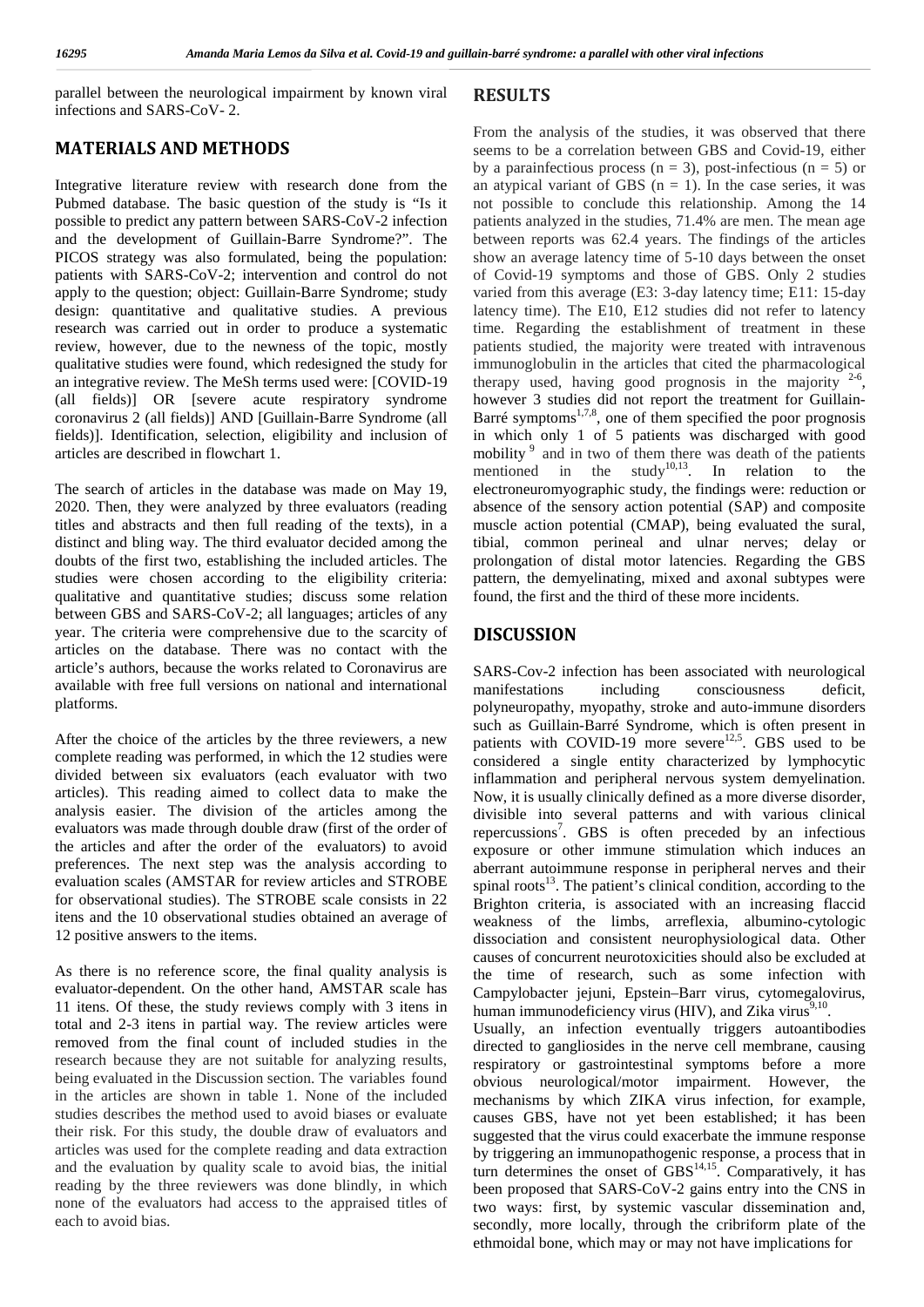parallel between the neurological impairment by known viral infections and SARS-CoV- 2.

## MATERIALS AND METHODS

Integrative literature review with research done from the Pubmed database. The basic question of the study is "Is it possible to predict any pattern between SARS-CoV-2 infection and the development of Guillain-Barre Syndrome?". The PICOS strategy was also formulated, being the population: patients with SARS-CoV-2; intervention and control do not apply to the question; object: Guillain-Barre Syndrome; study design: quantitative and qualitative studies. A previous research was carried out in order to produce a systematic review, however, due to the newness of the topic, mostly qualitative studies were found, which redesigned the study for an integrative review. The MeSh terms used were: [COVID-19 (all fields)] OR [severe acute respiratory syndrome coronavirus 2 (all fields)] AND [Guillain-Barre Syndrome (all fields)]. Identification, selection, eligibility and inclusion of articles are described in flowchart 1.

The search of articles in the database was made on May 19, 2020. Then, they were analyzed by three evaluators (reading titles and abstracts and then full reading of the texts), in a distinct and bling way. The third evaluator decided among the doubts of the first two, establishing the included articles. The studies were chosen according to the eligibility criteria: qualitative and quantitative studies; discuss some relation between GBS and SARS-CoV-2; all languages; articles of any year. The criteria were comprehensive due to the scarcity of articles on the database. There was no contact with the article's authors, because the works related to Coronavirus are available with free full versions on national and international platforms.

After the choice of the articles by the three reviewers, a new complete reading was performed, in which the 12 studies were divided between six evaluators (each evaluator with two articles). This reading aimed to collect data to make the analysis easier. The division of the articles among the evaluators was made through double draw (first of the order of the articles and after the order of the evaluators) to avoid preferences. The next step was the analysis according to evaluation scales (AMSTAR for review articles and STROBE for observational studies). The STROBE scale consists in 22 itens and the 10 observational studies obtained an average of 12 positive answers to the items.

As there is no reference score, the final quality analysis is evaluator-dependent. On the other hand, AMSTAR scale has 11 itens. Of these, the study reviews comply with 3 itens in total and 2-3 items in partial way. The review articles were removed from the final count of included studies in the research because they are not suitable for analyzing results, being evaluated in the Discussion section. The variables found in the articles are shown in table 1. None of the included studies describes the method used to avoid biases or evaluate their risk. For this study, the double draw of evaluators and articles was used for the complete reading and data extraction and the evaluation by quality scale to avoid bias, the initial reading by the three reviewers was done blindly, in which none of the evaluators had access to the appraised titles of each to avoid bias.

## RESULTS

From the analysis of the studies, it was observed that there seems to be a correlation between GBS and Covid-19, either by a parainfectious process (n = 3), post-infectious (n = 5) or an atypical variant of GBS (n = 1). In the case series, it was not possible to conclude this relationship. Among the 14 patients analyzed in the studies, 71.4% are men. The mean age between reports was 62.4 years. The findings of the articles show an average latency time of 5-10 days between the onset of Covid-19 symptoms and those of GBS. Only 2 studies varied from this average (E3: 3-day latency time; E11: 15-day latency time). The E10, E12 studies did not refer to latency time. Regarding the establishment of treatment in these patients studied, the majority were treated with intravenous immunoglobulin in the articles that cited the pharmacological therapy used, having good prognosis in the majority [2-6], however 3 studies did not report the treatment for Guillain-Barré symptoms[1,7,8], one of them specified the poor prognosis in which only 1 of 5 patients was discharged with good mobility [9] and in two of them there was death of the patients mentioned in the study[10,13]. In relation to the electroneuromyographic study, the findings were: reduction or absence of the sensory action potential (SAP) and composite muscle action potential (CMAP), being evaluated the sural, tibial, common perineal and ulnar nerves; delay or prolongation of distal motor latencies. Regarding the GBS pattern, the demyelinating, mixed and axonal subtypes were found, the first and the third of these more incidents.

## DISCUSSION

SARS-Cov-2 infection has been associated with neurological manifestations including consciousness deficit, polyneuropathy, myopathy, stroke and auto-immune disorders such as Guillain-Barré Syndrome, which is often present in patients with COVID-19 more severe[12,5]. GBS used to be considered a single entity characterized by lymphocytic inflammation and peripheral nervous system demyelination. Now, it is usually clinically defined as a more diverse disorder, divisible into several patterns and with various clinical repercussions[7]. GBS is often preceded by an infectious exposure or other immune stimulation which induces an aberrant autoimmune response in peripheral nerves and their spinal roots[13]. The patient's clinical condition, according to the Brighton criteria, is associated with an increasing flaccid weakness of the limbs, arreflexia, albumino-cytologic dissociation and consistent neurophysiological data. Other causes of concurrent neurotoxicities should also be excluded at the time of research, such as some infection with Campylobacter jejuni, Epstein–Barr virus, cytomegalovirus, human immunodeficiency virus (HIV), and Zika virus[9,10].

Usually, an infection eventually triggers autoantibodies directed to gangliosides in the nerve cell membrane, causing respiratory or gastrointestinal symptoms before a more obvious neurological/motor impairment. However, the mechanisms by which ZIKA virus infection, for example, causes GBS, have not yet been established; it has been suggested that the virus could exacerbate the immune response by triggering an immunopathogenic response, a process that in turn determines the onset of GBS[14,15]. Comparatively, it has been proposed that SARS-CoV-2 gains entry into the CNS in two ways: first, by systemic vascular dissemination and, secondly, more locally, through the cribriform plate of the ethmoidal bone, which may or may not have implications for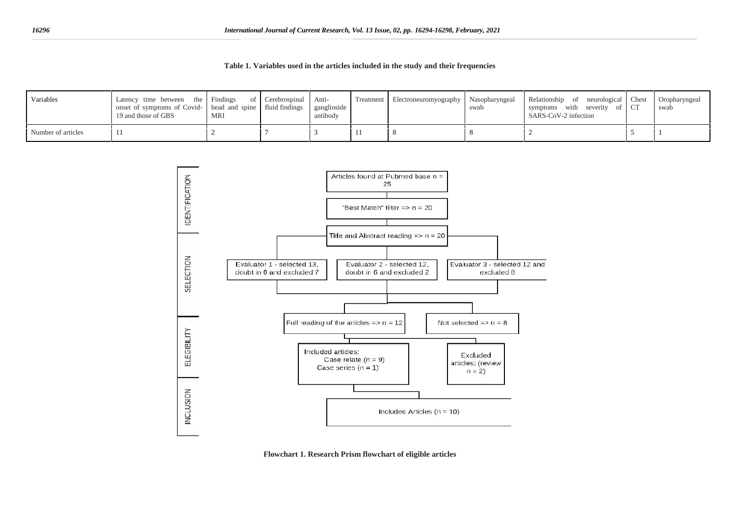**Table 1. Variables used in the articles included in the study and their frequencies**

| Variables | Latency time between the onset of symptoms of Covid-19 and those of GBS | Findings of head and spine MRI | Cerebrospinal fluid findings | Anti-ganglioside antibody | Treatment | Electroneuromyography | Nasopharyngeal swab | Relationship of neurological symptoms with severity of SARS-CoV-2 infection | Chest CT | Oropharyngeal swab |
|---|---|---|---|---|---|---|---|---|---|---|
| Number of articles | 11 | 2 | 7 | 3 | 11 | 8 | 8 | 2 | 5 | 1 |

IDENTIFICATION

- Articles found at Pubmed base n = 25
- "Best Match" filter => n = 20

SELECTION

- Title and Abstract reading => n = 20
- Evaluator 1 - selected 13, doubt in 0 and excluded 7
- Evaluator 2 - selected 12, doubt in 6 and excluded 2
- Evaluator 3 - selected 12 and excluded 8

ELEGIBILITY

- Full reading of the articles => n = 12
- Not selected => n = 8
- Included articles: Case relate (n = 9) Case series (n = 1)
- Excluded articles: (review n = 2)

INCLUSION

- Included Articles (n = 10)

**Flowchart 1. Research Prism flowchart of eligible articles**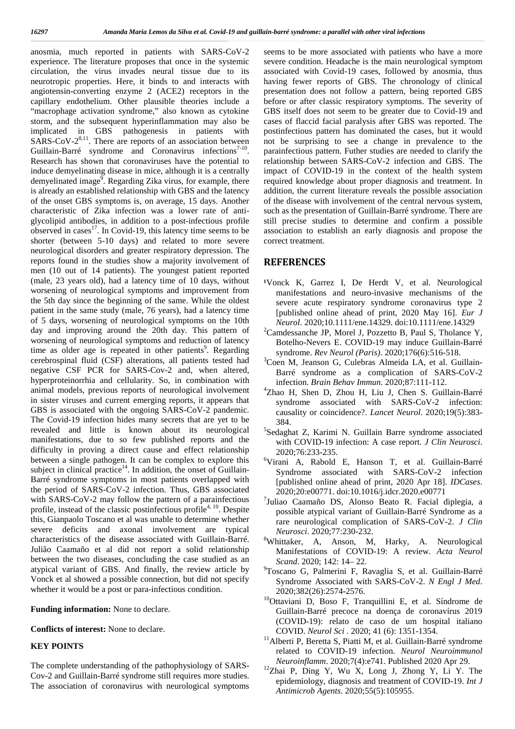anosmia, much reported in patients with SARS-CoV-2 experience. The literature proposes that once in the systemic circulation, the virus invades neural tissue due to its neurotropic properties. Here, it binds to and interacts with angiotensin-converting enzyme 2 (ACE2) receptors in the capillary endothelium. Other plausible theories include a "macrophage activation syndrome," also known as cytokine storm, and the subsequent hyperinflammation may also be implicated in GBS pathogenesis in patients with SARS-CoV-2[8,11]. There are reports of an association between Guillain-Barré syndrome and Coronavirus infections[7-10]. Research has shown that coronaviruses have the potential to induce demyelinating disease in mice, although it is a centrally demyelinated image[9]. Regarding Zika virus, for example, there is already an established relationship with GBS and the latency of the onset GBS symptoms is, on average, 15 days. Another characteristic of Zika infection was a lower rate of anti-glycolipid antibodies, in addition to a post-infectious profile observed in cases[17]. In Covid-19, this latency time seems to be shorter (between 5-10 days) and related to more severe neurological disorders and greater respiratory depression. The reports found in the studies show a majority involvement of men (10 out of 14 patients). The youngest patient reported (male, 23 years old), had a latency time of 10 days, without worsening of neurological symptoms and improvement from the 5th day since the beginning of the same. While the oldest patient in the same study (male, 76 years), had a latency time of 5 days, worsening of neurological symptoms on the 10th day and improving around the 20th day. This pattern of worsening of neurological symptoms and reduction of latency time as older age is repeated in other patients[9]. Regarding cerebrospinal fluid (CSF) alterations, all patients tested had negative CSF PCR for SARS-Cov-2 and, when altered, hyperproteinorrhia and cellularity. So, in combination with animal models, previous reports of neurological involvement in sister viruses and current emerging reports, it appears that GBS is associated with the ongoing SARS-CoV-2 pandemic. The Covid-19 infection hides many secrets that are yet to be revealed and little is known about its neurological manifestations, due to so few published reports and the difficulty in proving a direct cause and effect relationship between a single pathogen. It can be complex to explore this subject in clinical practice[14]. In addition, the onset of Guillain-Barré syndrome symptoms in most patients overlapped with the period of SARS-CoV-2 infection. Thus, GBS associated with SARS-CoV-2 may follow the pattern of a parainfectious profile, instead of the classic postinfectious profile[4, 10]. Despite this, Gianpaolo Toscano et al was unable to determine whether severe deficits and axonal involvement are typical characteristics of the disease associated with Guillain-Barré. Julião Caamaño et al did not report a solid relationship between the two diseases, concluding the case studied as an atypical variant of GBS. And finally, the review article by Vonck et al showed a possible connection, but did not specify whether it would be a post or para-infectious condition.

**Funding information:** None to declare.

**Conflicts of interest:** None to declare.

## KEY POINTS

The complete understanding of the pathophysiology of SARS-Cov-2 and Guillain-Barré syndrome still requires more studies. The association of coronavirus with neurological symptoms seems to be more associated with patients who have a more severe condition. Headache is the main neurological symptom associated with Covid-19 cases, followed by anosmia, thus having fewer reports of GBS. The chronology of clinical presentation does not follow a pattern, being reported GBS before or after classic respiratory symptoms. The severity of GBS itself does not seem to be greater due to Covid-19 and cases of flaccid facial paralysis after GBS was reported. The postinfectious pattern has dominated the cases, but it would not be surprising to see a change in prevalence to the parainfectious pattern. Futher studies are needed to clarify the relationship between SARS-CoV-2 infection and GBS. The impact of COVID-19 in the context of the health system required knowledge about proper diagnosis and treatment. In addition, the current literature reveals the possible association of the disease with involvement of the central nervous system, such as the presentation of Guillain-Barré syndrome. There are still precise studies to determine and confirm a possible association to establish an early diagnosis and propose the correct treatment.

## REFERENCES

[1]Vonck K, Garrez I, De Herdt V, et al. Neurological manifestations and neuro-invasive mechanisms of the severe acute respiratory syndrome coronavirus type 2 [published online ahead of print, 2020 May 16]. *Eur J Neurol*. 2020;10.1111/ene.14329. doi:10.1111/ene.14329

[2]Camdessanche JP, Morel J, Pozzetto B, Paul S, Tholance Y, Botelho-Nevers E. COVID-19 may induce Guillain-Barré syndrome. *Rev Neurol (Paris)*. 2020;176(6):516-518.

[3]Coen M, Jeanson G, Culebras Almeida LA, et al. Guillain-Barré syndrome as a complication of SARS-CoV-2 infection. *Brain Behav Immun*. 2020;87:111-112.

[4]Zhao H, Shen D, Zhou H, Liu J, Chen S. Guillain-Barré syndrome associated with SARS-CoV-2 infection: causality or coincidence?. *Lancet Neurol*. 2020;19(5):383-384.

[5]Sedaghat Z, Karimi N. Guillain Barre syndrome associated with COVID-19 infection: A case report. *J Clin Neurosci*. 2020;76:233-235.

[6]Virani A, Rabold E, Hanson T, et al. Guillain-Barré Syndrome associated with SARS-CoV-2 infection [published online ahead of print, 2020 Apr 18]. *IDCases*. 2020;20:e00771. doi:10.1016/j.idcr.2020.e00771

[7]Juliao Caamaño DS, Alonso Beato R. Facial diplegia, a possible atypical variant of Guillain-Barré Syndrome as a rare neurological complication of SARS-CoV-2. *J Clin Neurosci*. 2020;77:230-232.

[8]Whittaker, A, Anson, M, Harky, A. Neurological Manifestations of COVID-19: A review. *Acta Neurol Scand*. 2020; 142: 14– 22.

[9]Toscano G, Palmerini F, Ravaglia S, et al. Guillain-Barré Syndrome Associated with SARS-CoV-2. *N Engl J Med*. 2020;382(26):2574-2576.

[10]Ottaviani D, Boso F, Tranquillini E, et al. Síndrome de Guillain-Barré precoce na doença de coronavírus 2019 (COVID-19): relato de caso de um hospital italiano COVID. *Neurol Sci* . 2020; 41 (6): 1351-1354.

[11]Alberti P, Beretta S, Piatti M, et al. Guillain-Barré syndrome related to COVID-19 infection. *Neurol Neuroimmunol Neuroinflamm*. 2020;7(4):e741. Published 2020 Apr 29.

[12]Zhai P, Ding Y, Wu X, Long J, Zhong Y, Li Y. The epidemiology, diagnosis and treatment of COVID-19. *Int J Antimicrob Agents*. 2020;55(5):105955.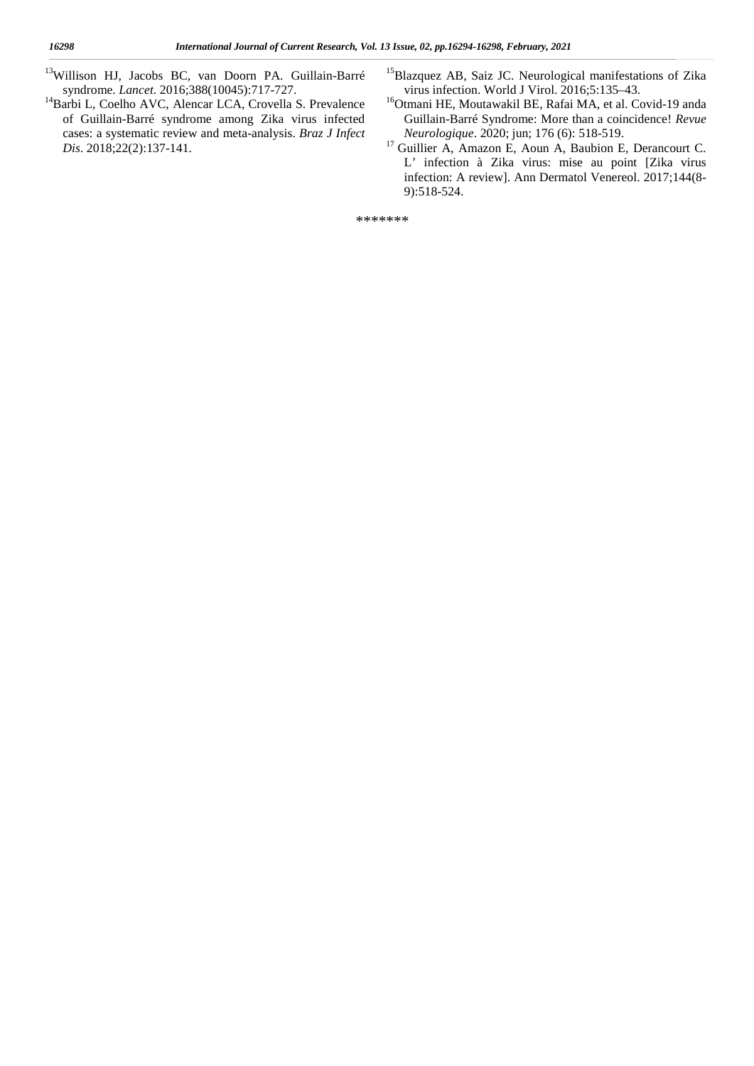[13]Willison HJ, Jacobs BC, van Doorn PA. Guillain-Barré syndrome. *Lancet*. 2016;388(10045):717-727.

[14]Barbi L, Coelho AVC, Alencar LCA, Crovella S. Prevalence of Guillain-Barré syndrome among Zika virus infected cases: a systematic review and meta-analysis. *Braz J Infect Dis*. 2018;22(2):137-141.

[15]Blazquez AB, Saiz JC. Neurological manifestations of Zika virus infection. World J Virol. 2016;5:135–43.

[16]Otmani HE, Moutawakil BE, Rafai MA, et al. Covid-19 anda Guillain-Barré Syndrome: More than a coincidence! *Revue Neurologique*. 2020; jun; 176 (6): 518-519.

[17] Guillier A, Amazon E, Aoun A, Baubion E, Derancourt C. L' infection à Zika virus: mise au point [Zika virus infection: A review]. Ann Dermatol Venereol. 2017;144(8-9):518-524.

*******